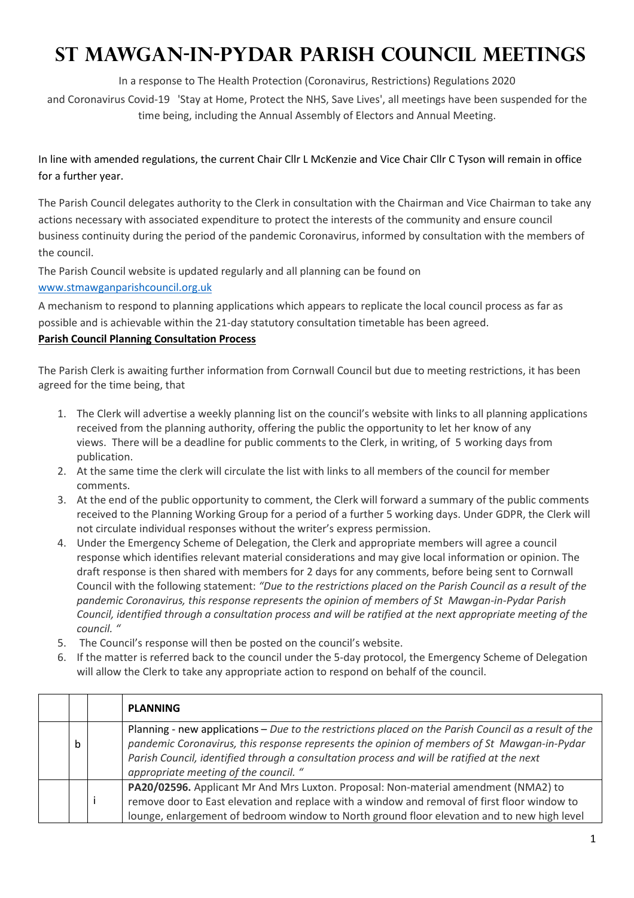# ST MAWGAN-IN-PYDAR PARISH COUNCIL MEETINGS

In a response to The Health Protection (Coronavirus, Restrictions) Regulations 2020 and Coronavirus Covid-19 'Stay at Home, Protect the NHS, Save Lives', all meetings have been suspended for the time being, including the Annual Assembly of Electors and Annual Meeting.

In line with amended regulations, the current Chair Cllr L McKenzie and Vice Chair Cllr C Tyson will remain in office for a further year.

The Parish Council delegates authority to the Clerk in consultation with the Chairman and Vice Chairman to take any actions necessary with associated expenditure to protect the interests of the community and ensure council business continuity during the period of the pandemic Coronavirus, informed by consultation with the members of the council.

The Parish Council website is updated regularly and all planning can be found on www.stmawganparishcouncil.org.uk

A mechanism to respond to planning applications which appears to replicate the local council process as far as possible and is achievable within the 21-day statutory consultation timetable has been agreed.

**Parish Council Planning Consultation Process**

The Parish Clerk is awaiting further information from Cornwall Council but due to meeting restrictions, it has been agreed for the time being, that

1. The Clerk will advertise a weekly planning list on the council's website with links to all planning applications received from the planning authority, offering the public the opportunity to let her know of any views. There will be a deadline for public comments to the Clerk, in writing, of 5 working days from publication.
2. At the same time the clerk will circulate the list with links to all members of the council for member comments.
3. At the end of the public opportunity to comment, the Clerk will forward a summary of the public comments received to the Planning Working Group for a period of a further 5 working days. Under GDPR, the Clerk will not circulate individual responses without the writer's express permission.
4. Under the Emergency Scheme of Delegation, the Clerk and appropriate members will agree a council response which identifies relevant material considerations and may give local information or opinion. The draft response is then shared with members for 2 days for any comments, before being sent to Cornwall Council with the following statement: *"Due to the restrictions placed on the Parish Council as a result of the pandemic Coronavirus, this response represents the opinion of members of St Mawgan-in-Pydar Parish Council, identified through a consultation process and will be ratified at the next appropriate meeting of the council. "*
5. The Council's response will then be posted on the council's website.
6. If the matter is referred back to the council under the 5-day protocol, the Emergency Scheme of Delegation will allow the Clerk to take any appropriate action to respond on behalf of the council.

| | | | **PLANNING** |
|---|---|---|---|
| | b | | Planning - new applications – *Due to the restrictions placed on the Parish Council as a result of the pandemic Coronavirus, this response represents the opinion of members of St Mawgan-in-Pydar Parish Council, identified through a consultation process and will be ratified at the next appropriate meeting of the council. "* |
| | | i | **PA20/02596.** Applicant Mr And Mrs Luxton. Proposal: Non-material amendment (NMA2) to remove door to East elevation and replace with a window and removal of first floor window to lounge, enlargement of bedroom window to North ground floor elevation and to new high level |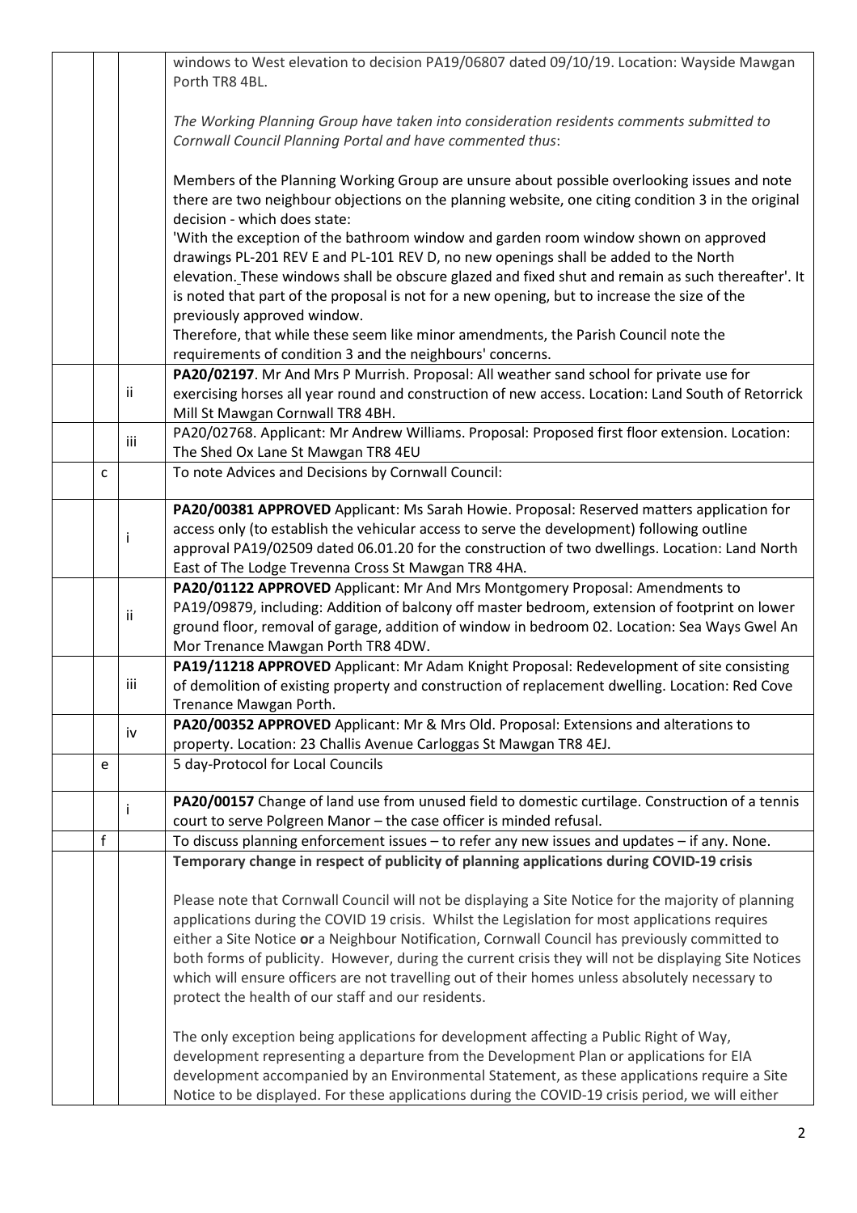|   |   |   |
|---|---|---|
| | | windows to West elevation to decision PA19/06807 dated 09/10/19. Location: Wayside Mawgan Porth TR8 4BL.<br><br>*The Working Planning Group have taken into consideration residents comments submitted to Cornwall Council Planning Portal and have commented thus*:<br><br>Members of the Planning Working Group are unsure about possible overlooking issues and note there are two neighbour objections on the planning website, one citing condition 3 in the original decision - which does state:<br>'With the exception of the bathroom window and garden room window shown on approved drawings PL-201 REV E and PL-101 REV D, no new openings shall be added to the North elevation. These windows shall be obscure glazed and fixed shut and remain as such thereafter'. It is noted that part of the proposal is not for a new opening, but to increase the size of the previously approved window.<br>Therefore, that while these seem like minor amendments, the Parish Council note the requirements of condition 3 and the neighbours' concerns. |
| | ii | **PA20/02197**. Mr And Mrs P Murrish. Proposal: All weather sand school for private use for exercising horses all year round and construction of new access. Location: Land South of Retorrick Mill St Mawgan Cornwall TR8 4BH. |
| | iii | PA20/02768. Applicant: Mr Andrew Williams. Proposal: Proposed first floor extension. Location: The Shed Ox Lane St Mawgan TR8 4EU |
| c | | To note Advices and Decisions by Cornwall Council: |
| | i | **PA20/00381 APPROVED** Applicant: Ms Sarah Howie. Proposal: Reserved matters application for access only (to establish the vehicular access to serve the development) following outline approval PA19/02509 dated 06.01.20 for the construction of two dwellings. Location: Land North East of The Lodge Trevenna Cross St Mawgan TR8 4HA. |
| | ii | **PA20/01122 APPROVED** Applicant: Mr And Mrs Montgomery Proposal: Amendments to PA19/09879, including: Addition of balcony off master bedroom, extension of footprint on lower ground floor, removal of garage, addition of window in bedroom 02. Location: Sea Ways Gwel An Mor Trenance Mawgan Porth TR8 4DW. |
| | iii | **PA19/11218 APPROVED** Applicant: Mr Adam Knight Proposal: Redevelopment of site consisting of demolition of existing property and construction of replacement dwelling. Location: Red Cove Trenance Mawgan Porth. |
| | iv | **PA20/00352 APPROVED** Applicant: Mr & Mrs Old. Proposal: Extensions and alterations to property. Location: 23 Challis Avenue Carloggas St Mawgan TR8 4EJ. |
| e | | 5 day-Protocol for Local Councils |
| | i | **PA20/00157** Change of land use from unused field to domestic curtilage. Construction of a tennis court to serve Polgreen Manor – the case officer is minded refusal. |
| f | | To discuss planning enforcement issues – to refer any new issues and updates – if any. None. |
| | | **Temporary change in respect of publicity of planning applications during COVID-19 crisis**<br><br>Please note that Cornwall Council will not be displaying a Site Notice for the majority of planning applications during the COVID 19 crisis. Whilst the Legislation for most applications requires either a Site Notice **or** a Neighbour Notification, Cornwall Council has previously committed to both forms of publicity. However, during the current crisis they will not be displaying Site Notices which will ensure officers are not travelling out of their homes unless absolutely necessary to protect the health of our staff and our residents.<br><br>The only exception being applications for development affecting a Public Right of Way, development representing a departure from the Development Plan or applications for EIA development accompanied by an Environmental Statement, as these applications require a Site Notice to be displayed. For these applications during the COVID-19 crisis period, we will either |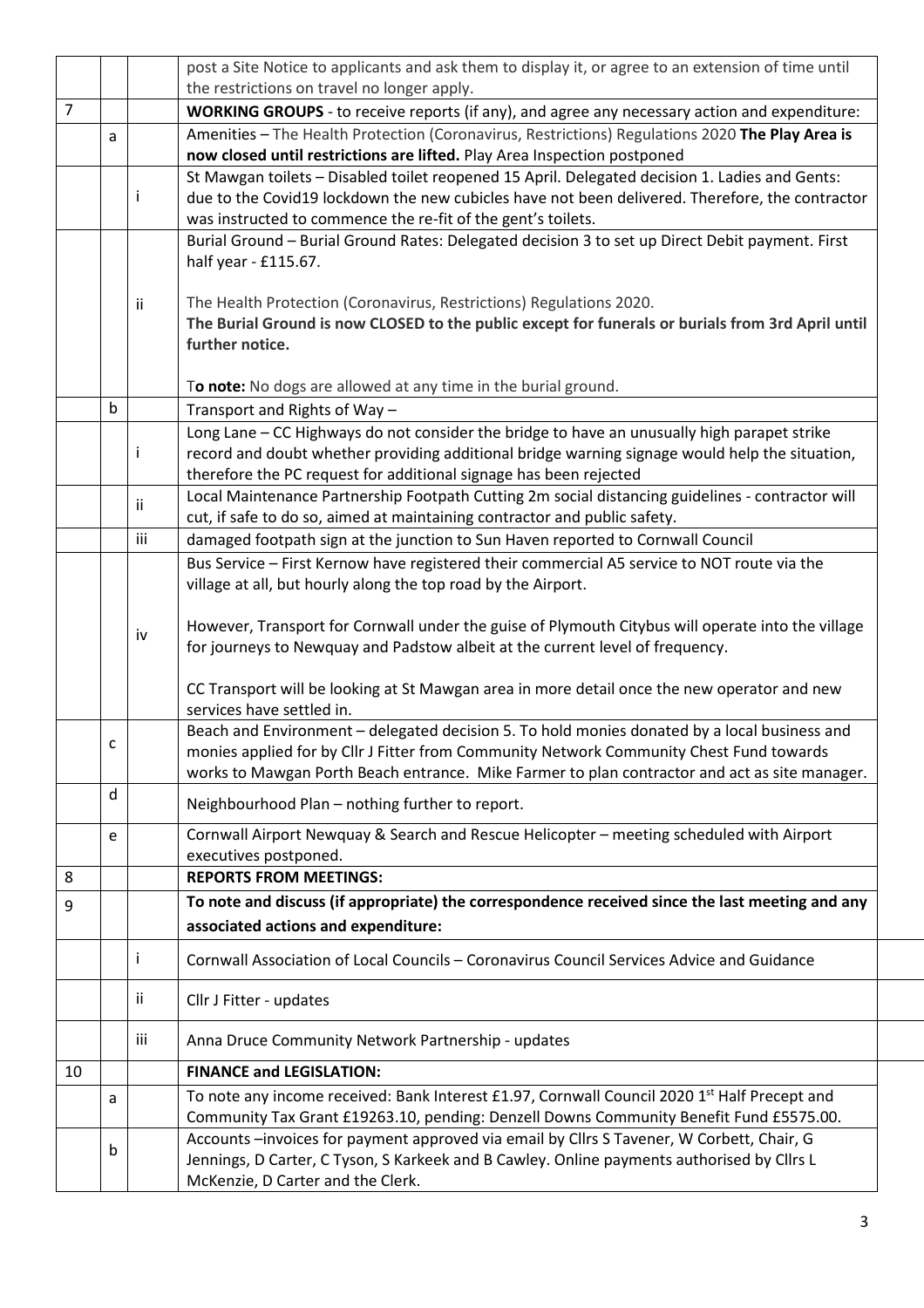|  |  |  |  |
|---|---|---|---|
|  |  |  | post a Site Notice to applicants and ask them to display it, or agree to an extension of time until the restrictions on travel no longer apply. |
| 7 |  |  | **WORKING GROUPS** - to receive reports (if any), and agree any necessary action and expenditure: |
|  | a |  | Amenities – The Health Protection (Coronavirus, Restrictions) Regulations 2020 **The Play Area is now closed until restrictions are lifted.** Play Area Inspection postponed |
|  |  | i | St Mawgan toilets – Disabled toilet reopened 15 April. Delegated decision 1. Ladies and Gents: due to the Covid19 lockdown the new cubicles have not been delivered. Therefore, the contractor was instructed to commence the re-fit of the gent's toilets. |
|  |  | ii | Burial Ground – Burial Ground Rates: Delegated decision 3 to set up Direct Debit payment. First half year - £115.67.<br><br>The Health Protection (Coronavirus, Restrictions) Regulations 2020.<br>**The Burial Ground is now CLOSED to the public except for funerals or burials from 3rd April until further notice.**<br><br>T**o note:** No dogs are allowed at any time in the burial ground. |
|  | b |  | Transport and Rights of Way – |
|  |  | i | Long Lane – CC Highways do not consider the bridge to have an unusually high parapet strike record and doubt whether providing additional bridge warning signage would help the situation, therefore the PC request for additional signage has been rejected |
|  |  | ii | Local Maintenance Partnership Footpath Cutting 2m social distancing guidelines - contractor will cut, if safe to do so, aimed at maintaining contractor and public safety. |
|  |  | iii | damaged footpath sign at the junction to Sun Haven reported to Cornwall Council |
|  |  | iv | Bus Service – First Kernow have registered their commercial A5 service to NOT route via the village at all, but hourly along the top road by the Airport.<br><br>However, Transport for Cornwall under the guise of Plymouth Citybus will operate into the village for journeys to Newquay and Padstow albeit at the current level of frequency.<br><br>CC Transport will be looking at St Mawgan area in more detail once the new operator and new services have settled in. |
|  | c |  | Beach and Environment – delegated decision 5. To hold monies donated by a local business and monies applied for by Cllr J Fitter from Community Network Community Chest Fund towards works to Mawgan Porth Beach entrance. Mike Farmer to plan contractor and act as site manager. |
|  | d |  | Neighbourhood Plan – nothing further to report. |
|  | e |  | Cornwall Airport Newquay & Search and Rescue Helicopter – meeting scheduled with Airport executives postponed. |
| 8 |  |  | **REPORTS FROM MEETINGS:** |
| 9 |  |  | **To note and discuss (if appropriate) the correspondence received since the last meeting and any associated actions and expenditure:** |
|  |  | i | Cornwall Association of Local Councils – Coronavirus Council Services Advice and Guidance |
|  |  | ii | Cllr J Fitter - updates |
|  |  | iii | Anna Druce Community Network Partnership - updates |
| 10 |  |  | **FINANCE and LEGISLATION:** |
|  | a |  | To note any income received: Bank Interest £1.97, Cornwall Council 2020 1st Half Precept and Community Tax Grant £19263.10, pending: Denzell Downs Community Benefit Fund £5575.00. |
|  | b |  | Accounts –invoices for payment approved via email by Cllrs S Tavener, W Corbett, Chair, G Jennings, D Carter, C Tyson, S Karkeek and B Cawley. Online payments authorised by Cllrs L McKenzie, D Carter and the Clerk. |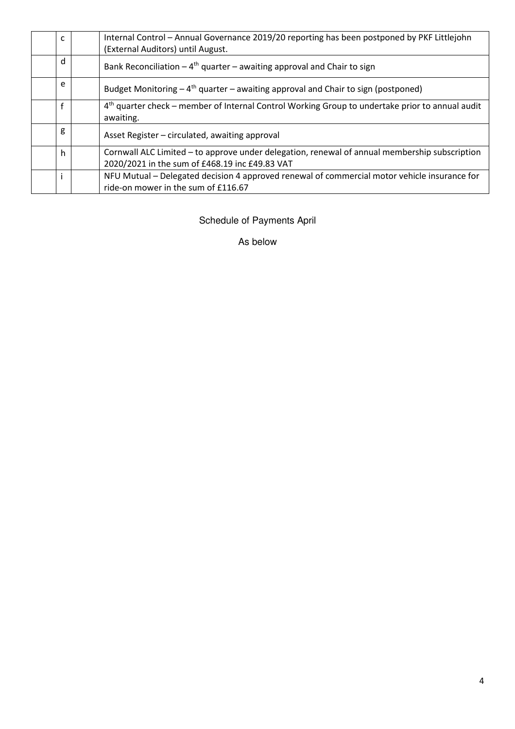| | | | |
|---|---|---|---|
| | c | | Internal Control – Annual Governance 2019/20 reporting has been postponed by PKF Littlejohn (External Auditors) until August. |
| | d | | Bank Reconciliation – 4th quarter – awaiting approval and Chair to sign |
| | e | | Budget Monitoring – 4th quarter – awaiting approval and Chair to sign (postponed) |
| | f | | 4th quarter check – member of Internal Control Working Group to undertake prior to annual audit awaiting. |
| | g | | Asset Register – circulated, awaiting approval |
| | h | | Cornwall ALC Limited – to approve under delegation, renewal of annual membership subscription 2020/2021 in the sum of £468.19 inc £49.83 VAT |
| | i | | NFU Mutual – Delegated decision 4 approved renewal of commercial motor vehicle insurance for ride-on mower in the sum of £116.67 |

Schedule of Payments April

As below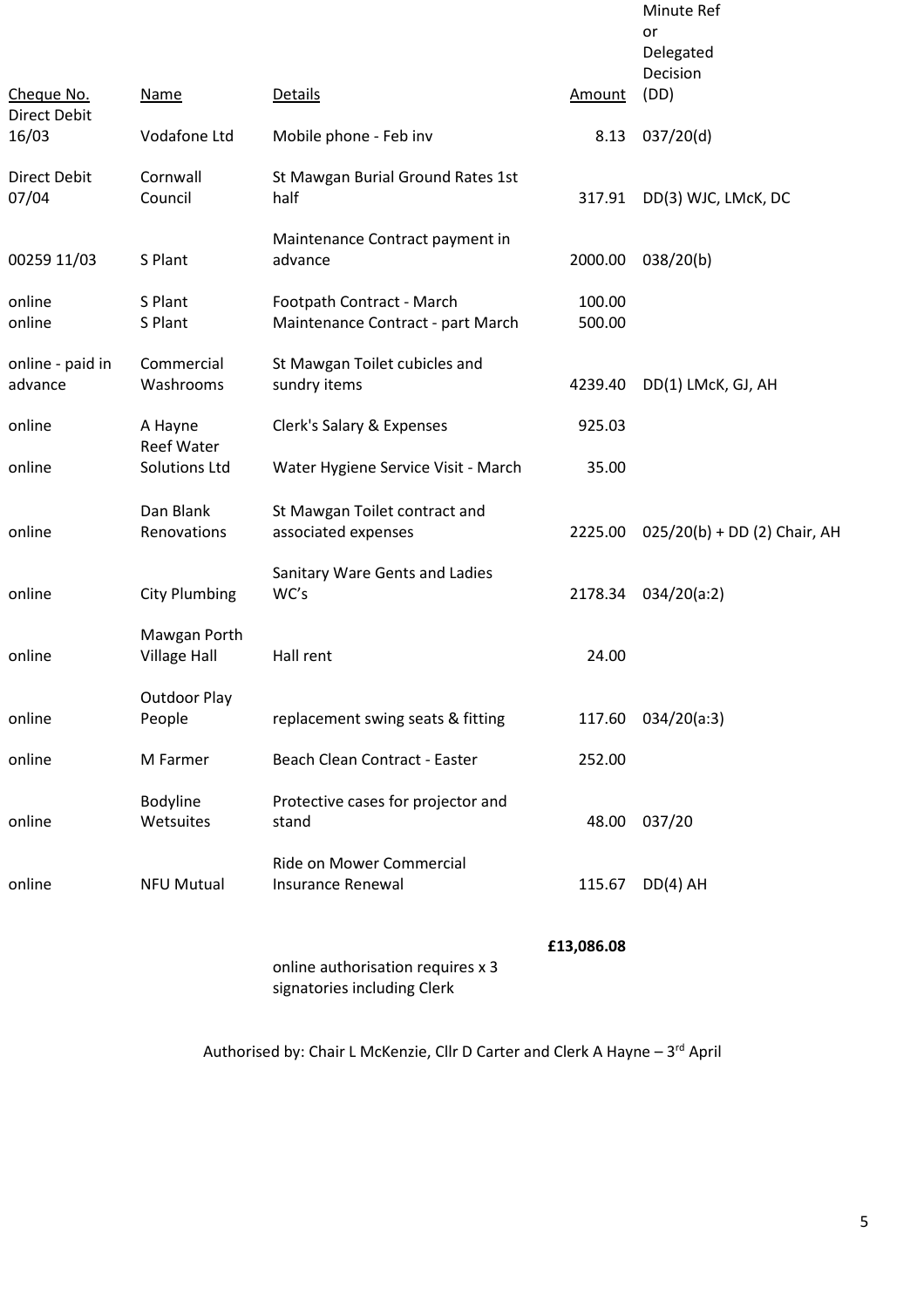| Cheque No. | Name | Details | Amount | Minute Ref or Delegated Decision (DD) |
|---|---|---|---|---|
| Direct Debit 16/03 | Vodafone Ltd | Mobile phone - Feb inv | 8.13 | 037/20(d) |
| Direct Debit 07/04 | Cornwall Council | St Mawgan Burial Ground Rates 1st half | 317.91 | DD(3) WJC, LMcK, DC |
| 00259 11/03 | S Plant | Maintenance Contract payment in advance | 2000.00 | 038/20(b) |
| online | S Plant | Footpath Contract - March | 100.00 | |
| online | S Plant | Maintenance Contract - part March | 500.00 | |
| online - paid in advance | Commercial Washrooms | St Mawgan Toilet cubicles and sundry items | 4239.40 | DD(1) LMcK, GJ, AH |
| online | A Hayne | Clerk's Salary & Expenses | 925.03 | |
| online | Reef Water Solutions Ltd | Water Hygiene Service Visit - March | 35.00 | |
| online | Dan Blank Renovations | St Mawgan Toilet contract and associated expenses | 2225.00 | 025/20(b) + DD (2) Chair, AH |
| online | City Plumbing | Sanitary Ware Gents and Ladies WC's | 2178.34 | 034/20(a:2) |
| online | Mawgan Porth Village Hall | Hall rent | 24.00 | |
| online | Outdoor Play People | replacement swing seats & fitting | 117.60 | 034/20(a:3) |
| online | M Farmer | Beach Clean Contract - Easter | 252.00 | |
| online | Bodyline Wetsuites | Protective cases for projector and stand | 48.00 | 037/20 |
| online | NFU Mutual | Ride on Mower Commercial Insurance Renewal | 115.67 | DD(4) AH |
| | | online authorisation requires x 3 signatories including Clerk | **£13,086.08** | |

Authorised by: Chair L McKenzie, Cllr D Carter and Clerk A Hayne – 3rd April